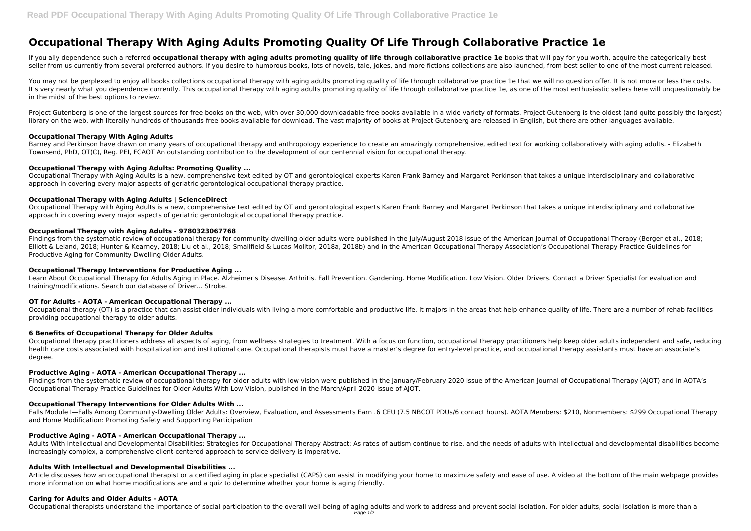# Occupational Therapy With Aging Adults Promoting Quality Of Life Through Collaborative Practice 1e

If you ally dependence such a referred **occupational therapy with aging adults promoting quality of life through collaborative practice 1e** books that will pay for you worth, acquire the categorically best seller from us currently from several preferred authors. If you desire to humorous books, lots of novels, tale, jokes, and more fictions collections are also launched, from best seller to one of the most current released.

You may not be perplexed to enjoy all books collections occupational therapy with aging adults promoting quality of life through collaborative practice 1e that we will no question offer. It is not more or less the costs. It's very nearly what you dependence currently. This occupational therapy with aging adults promoting quality of life through collaborative practice 1e, as one of the most enthusiastic sellers here will unquestionably be in the midst of the best options to review.

Project Gutenberg is one of the largest sources for free books on the web, with over 30,000 downloadable free books available in a wide variety of formats. Project Gutenberg is the oldest (and quite possibly the largest) library on the web, with literally hundreds of thousands free books available for download. The vast majority of books at Project Gutenberg are released in English, but there are other languages available.

### Occupational Therapy With Aging Adults

Barney and Perkinson have drawn on many years of occupational therapy and anthropology experience to create an amazingly comprehensive, edited text for working collaboratively with aging adults. - Elizabeth Townsend, PhD, OT(C), Reg. PEI, FCAOT An outstanding contribution to the development of our centennial vision for occupational therapy.

### Occupational Therapy with Aging Adults: Promoting Quality ...

Occupational Therapy with Aging Adults is a new, comprehensive text edited by OT and gerontological experts Karen Frank Barney and Margaret Perkinson that takes a unique interdisciplinary and collaborative approach in covering every major aspects of geriatric gerontological occupational therapy practice.

### Occupational Therapy with Aging Adults | ScienceDirect

Occupational Therapy with Aging Adults is a new, comprehensive text edited by OT and gerontological experts Karen Frank Barney and Margaret Perkinson that takes a unique interdisciplinary and collaborative approach in covering every major aspects of geriatric gerontological occupational therapy practice.

### Occupational Therapy with Aging Adults - 9780323067768

Findings from the systematic review of occupational therapy for community-dwelling older adults were published in the July/August 2018 issue of the American Journal of Occupational Therapy (Berger et al., 2018; Elliott & Leland, 2018; Hunter & Kearney, 2018; Liu et al., 2018; Smallfield & Lucas Molitor, 2018a, 2018b) and in the American Occupational Therapy Association's Occupational Therapy Practice Guidelines for Productive Aging for Community-Dwelling Older Adults.

### Occupational Therapy Interventions for Productive Aging ...

Learn About Occupational Therapy for Adults Aging in Place. Alzheimer's Disease. Arthritis. Fall Prevention. Gardening. Home Modification. Low Vision. Older Drivers. Contact a Driver Specialist for evaluation and training/modifications. Search our database of Driver... Stroke.

### OT for Adults - AOTA - American Occupational Therapy ...

Occupational therapy (OT) is a practice that can assist older individuals with living a more comfortable and productive life. It majors in the areas that help enhance quality of life. There are a number of rehab facilities providing occupational therapy to older adults.

### 6 Benefits of Occupational Therapy for Older Adults

Occupational therapy practitioners address all aspects of aging, from wellness strategies to treatment. With a focus on function, occupational therapy practitioners help keep older adults independent and safe, reducing health care costs associated with hospitalization and institutional care. Occupational therapists must have a master's degree for entry-level practice, and occupational therapy assistants must have an associate's degree.

### Productive Aging - AOTA - American Occupational Therapy ...

Findings from the systematic review of occupational therapy for older adults with low vision were published in the January/February 2020 issue of the American Journal of Occupational Therapy (AJOT) and in AOTA's Occupational Therapy Practice Guidelines for Older Adults With Low Vision, published in the March/April 2020 issue of AJOT.

### Occupational Therapy Interventions for Older Adults With ...

Falls Module I—Falls Among Community-Dwelling Older Adults: Overview, Evaluation, and Assessments Earn .6 CEU (7.5 NBCOT PDUs/6 contact hours). AOTA Members: $210, Nonmembers: $299 Occupational Therapy and Home Modification: Promoting Safety and Supporting Participation

### Productive Aging - AOTA - American Occupational Therapy ...

Adults With Intellectual and Developmental Disabilities: Strategies for Occupational Therapy Abstract: As rates of autism continue to rise, and the needs of adults with intellectual and developmental disabilities become increasingly complex, a comprehensive client-centered approach to service delivery is imperative.

### Adults With Intellectual and Developmental Disabilities ...

Article discusses how an occupational therapist or a certified aging in place specialist (CAPS) can assist in modifying your home to maximize safety and ease of use. A video at the bottom of the main webpage provides more information on what home modifications are and a quiz to determine whether your home is aging friendly.

### Caring for Adults and Older Adults - AOTA

Occupational therapists understand the importance of social participation to the overall well-being of aging adults and work to address and prevent social isolation. For older adults, social isolation is more than a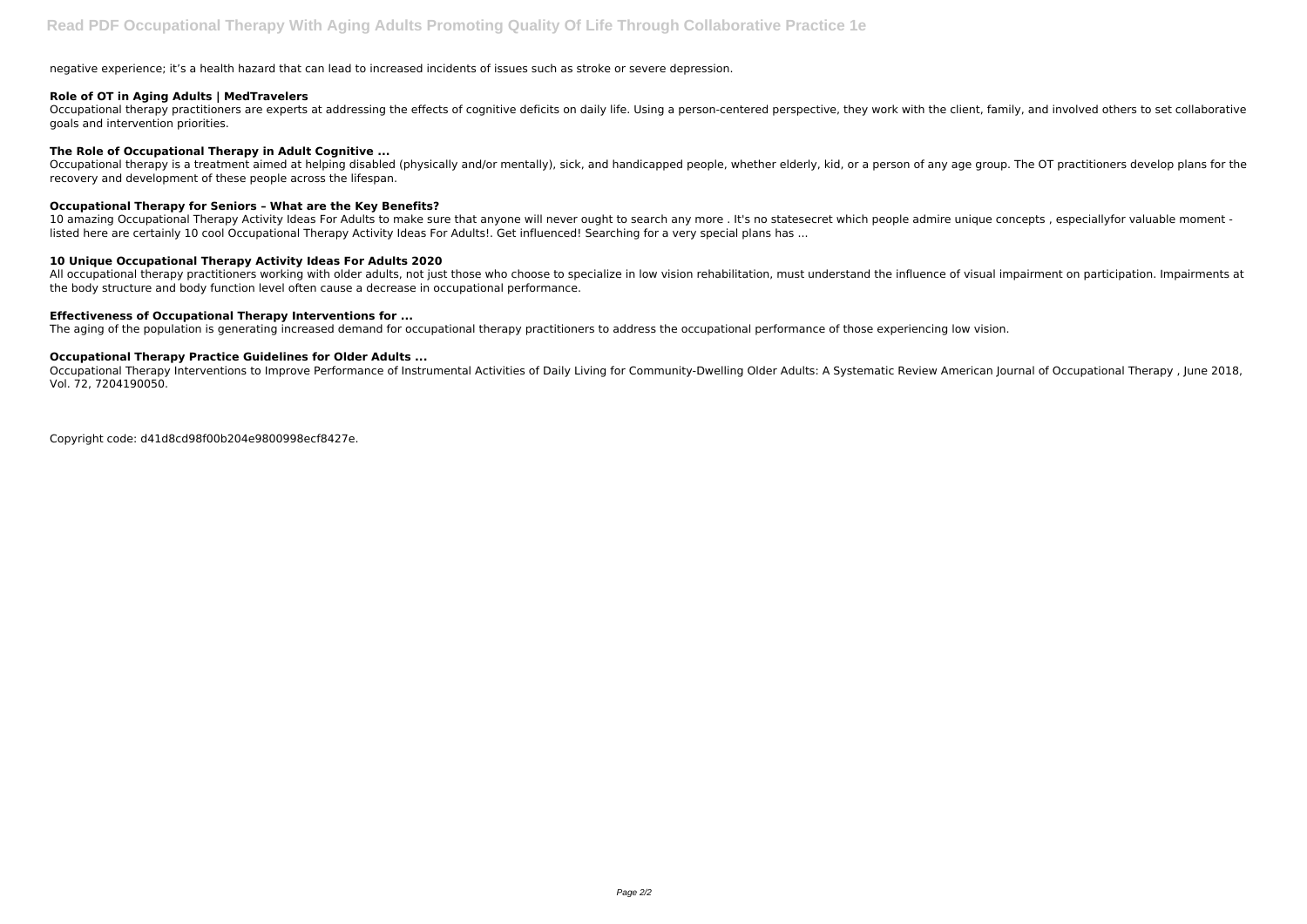negative experience; it's a health hazard that can lead to increased incidents of issues such as stroke or severe depression.

### Role of OT in Aging Adults | MedTravelers

Occupational therapy practitioners are experts at addressing the effects of cognitive deficits on daily life. Using a person-centered perspective, they work with the client, family, and involved others to set collaborative goals and intervention priorities.

### The Role of Occupational Therapy in Adult Cognitive ...

Occupational therapy is a treatment aimed at helping disabled (physically and/or mentally), sick, and handicapped people, whether elderly, kid, or a person of any age group. The OT practitioners develop plans for the recovery and development of these people across the lifespan.

### Occupational Therapy for Seniors – What are the Key Benefits?

10 amazing Occupational Therapy Activity Ideas For Adults to make sure that anyone will never ought to search any more . It's no statesecret which people admire unique concepts , especiallyfor valuable moment - listed here are certainly 10 cool Occupational Therapy Activity Ideas For Adults!. Get influenced! Searching for a very special plans has ...

### 10 Unique Occupational Therapy Activity Ideas For Adults 2020

All occupational therapy practitioners working with older adults, not just those who choose to specialize in low vision rehabilitation, must understand the influence of visual impairment on participation. Impairments at the body structure and body function level often cause a decrease in occupational performance.

### Effectiveness of Occupational Therapy Interventions for ...

The aging of the population is generating increased demand for occupational therapy practitioners to address the occupational performance of those experiencing low vision.

### Occupational Therapy Practice Guidelines for Older Adults ...

Occupational Therapy Interventions to Improve Performance of Instrumental Activities of Daily Living for Community-Dwelling Older Adults: A Systematic Review American Journal of Occupational Therapy , June 2018, Vol. 72, 7204190050.

Copyright code: d41d8cd98f00b204e9800998ecf8427e.